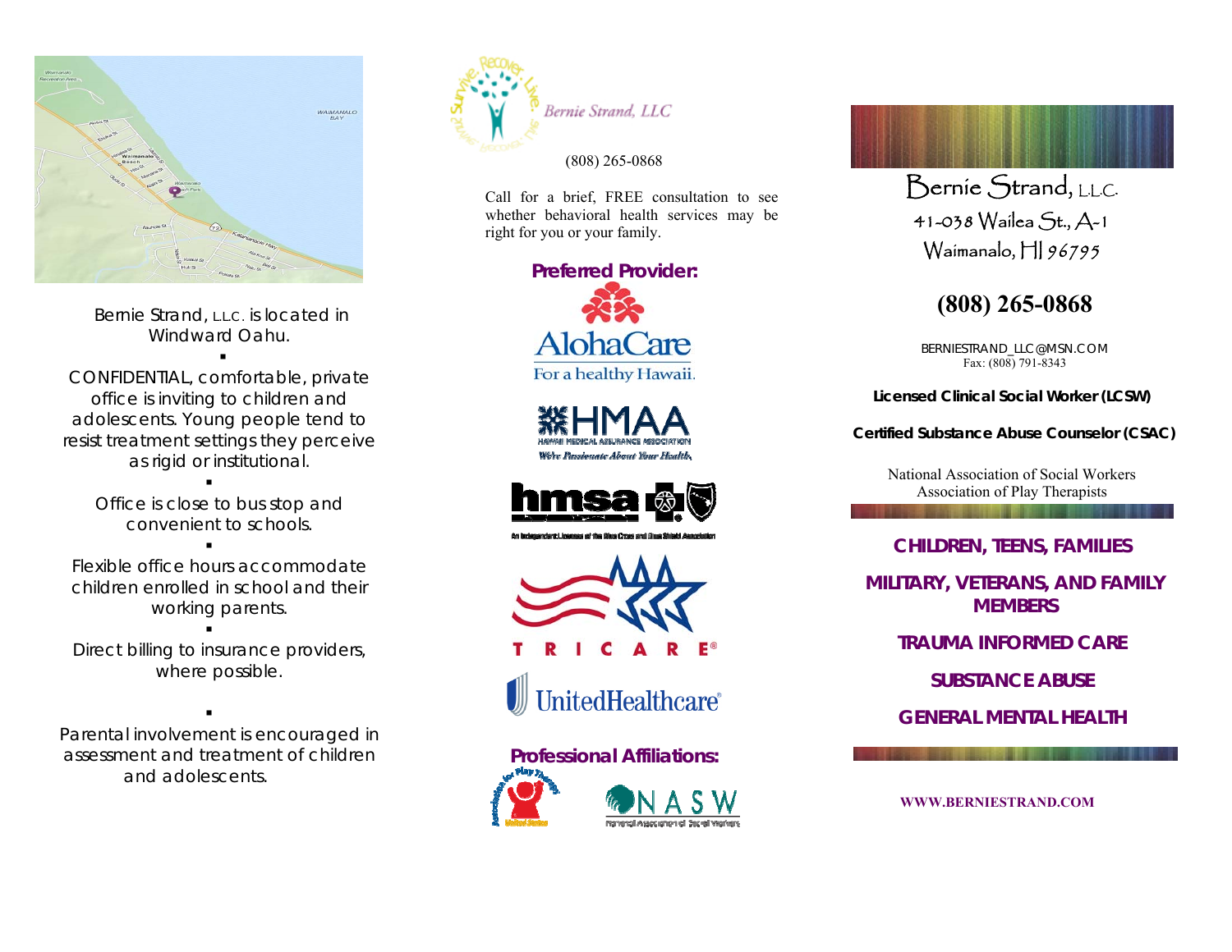Bernie Strand, LLC. is located in Windward Oahu.

▪

CONFIDENTIAL, comfortable, private office is inviting to children and adolescents. Young people tend to resist treatment settings they perceive as rigid or institutional.

▪

Office is close to bus stop and convenient to schools.

▪

Flexible office hours accommodate children enrolled in school and their working parents.

▪

Direct billing to insurance providers, where possible.

▪

Parental involvement is encouraged in assessment and treatment of children and adolescents.

Bernie Strand, LLC

(808) 265-0868

Call for a brief, FREE consultation to see whether behavioral health services may be right for you or your family.

**Preferred Provider:**

AlohaCare — For a healthy Hawaii.

HMAA — Hawaii Medical Assurance Association — We're Passionate About Your Health.

hmsa — An Independent Licensee of the Blue Cross and Blue Shield Association

TRICARE®

UnitedHealthcare®

**Professional Affiliations:**

Association for Play Therapy — United States

NASW — National Association of Social Workers

# Bernie Strand, L.L.C.

41-038 Wailea St., A-1
Waimanalo, HI 96795

## (808) 265-0868

BERNIESTRAND_LLC@MSN.COM
Fax: (808) 791-8343

**Licensed Clinical Social Worker (LCSW)**

**Certified Substance Abuse Counselor (CSAC)**

National Association of Social Workers
Association of Play Therapists

**CHILDREN, TEENS, FAMILIES**

**MILITARY, VETERANS, AND FAMILY MEMBERS**

**TRAUMA INFORMED CARE**

**SUBSTANCE ABUSE**

**GENERAL MENTAL HEALTH**

**WWW.BERNIESTRAND.COM**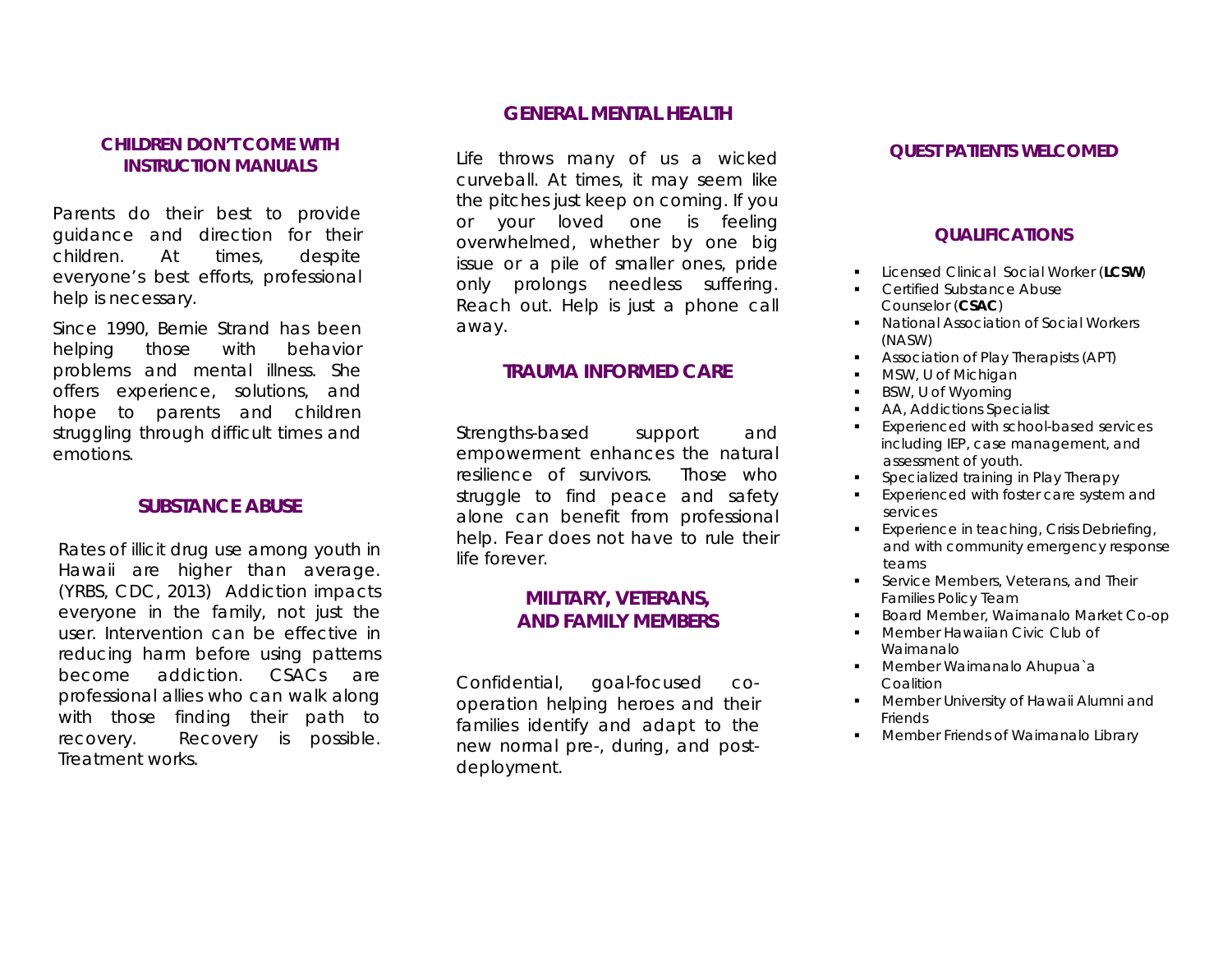## CHILDREN DON'T COME WITH INSTRUCTION MANUALS

Parents do their best to provide guidance and direction for their children. At times, despite everyone's best efforts, professional help is necessary.

Since 1990, Bernie Strand has been helping those with behavior problems and mental illness. She offers experience, solutions, and hope to parents and children struggling through difficult times and emotions.

## SUBSTANCE ABUSE

Rates of illicit drug use among youth in Hawaii are higher than average. (YRBS, CDC, 2013) Addiction impacts everyone in the family, not just the user. Intervention can be effective in reducing harm before using patterns become addiction. CSACs are professional allies who can walk along with those finding their path to recovery. Recovery is possible. Treatment works.

## GENERAL MENTAL HEALTH

Life throws many of us a wicked curveball. At times, it may seem like the pitches just keep on coming. If you or your loved one is feeling overwhelmed, whether by one big issue or a pile of smaller ones, pride only prolongs needless suffering. Reach out. Help is just a phone call away.

## TRAUMA INFORMED CARE

Strengths-based support and empowerment enhances the natural resilience of survivors. Those who struggle to find peace and safety alone can benefit from professional help. Fear does not have to rule their life forever.

## MILITARY, VETERANS, AND FAMILY MEMBERS

Confidential, goal-focused co-operation helping heroes and their families identify and adapt to the new normal pre-, during, and post-deployment.

## QUEST PATIENTS WELCOMED

## QUALIFICATIONS

- Licensed Clinical Social Worker (**LCSW**)
- Certified Substance Abuse Counselor (**CSAC**)
- National Association of Social Workers (NASW)
- Association of Play Therapists (APT)
- MSW, U of Michigan
- BSW, U of Wyoming
- AA, Addictions Specialist
- Experienced with school-based services including IEP, case management, and assessment of youth.
- Specialized training in Play Therapy
- Experienced with foster care system and services
- Experience in teaching, Crisis Debriefing, and with community emergency response teams
- Service Members, Veterans, and Their Families Policy Team
- Board Member, Waimanalo Market Co-op
- Member Hawaiian Civic Club of Waimanalo
- Member Waimanalo Ahupua`a Coalition
- Member University of Hawaii Alumni and Friends
- Member Friends of Waimanalo Library